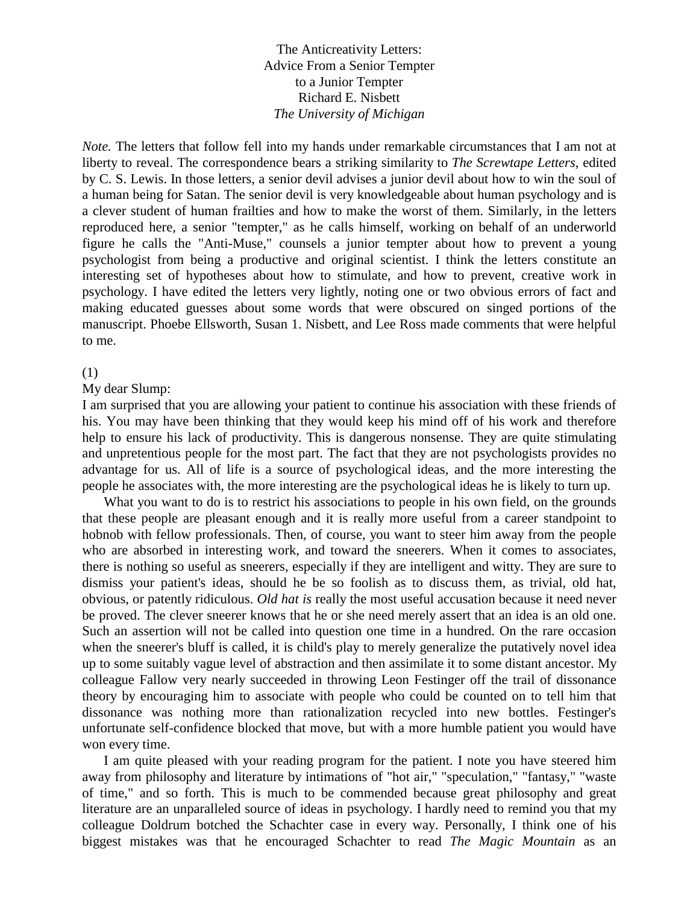# The Anticreativity Letters: Advice From a Senior Tempter to a Junior Tempter

Richard E. Nisbett

*The University of Michigan*

*Note.* The letters that follow fell into my hands under remarkable circumstances that I am not at liberty to reveal. The correspondence bears a striking similarity to *The Screwtape Letters*, edited by C. S. Lewis. In those letters, a senior devil advises a junior devil about how to win the soul of a human being for Satan. The senior devil is very knowledgeable about human psychology and is a clever student of human frailties and how to make the worst of them. Similarly, in the letters reproduced here, a senior "tempter," as he calls himself, working on behalf of an underworld figure he calls the "Anti-Muse," counsels a junior tempter about how to prevent a young psychologist from being a productive and original scientist. I think the letters constitute an interesting set of hypotheses about how to stimulate, and how to prevent, creative work in psychology. I have edited the letters very lightly, noting one or two obvious errors of fact and making educated guesses about some words that were obscured on singed portions of the manuscript. Phoebe Ellsworth, Susan 1. Nisbett, and Lee Ross made comments that were helpful to me.

(1)

My dear Slump:

I am surprised that you are allowing your patient to continue his association with these friends of his. You may have been thinking that they would keep his mind off of his work and therefore help to ensure his lack of productivity. This is dangerous nonsense. They are quite stimulating and unpretentious people for the most part. The fact that they are not psychologists provides no advantage for us. All of life is a source of psychological ideas, and the more interesting the people he associates with, the more interesting are the psychological ideas he is likely to turn up.

What you want to do is to restrict his associations to people in his own field, on the grounds that these people are pleasant enough and it is really more useful from a career standpoint to hobnob with fellow professionals. Then, of course, you want to steer him away from the people who are absorbed in interesting work, and toward the sneerers. When it comes to associates, there is nothing so useful as sneerers, especially if they are intelligent and witty. They are sure to dismiss your patient's ideas, should he be so foolish as to discuss them, as trivial, old hat, obvious, or patently ridiculous. *Old hat is* really the most useful accusation because it need never be proved. The clever sneerer knows that he or she need merely assert that an idea is an old one. Such an assertion will not be called into question one time in a hundred. On the rare occasion when the sneerer's bluff is called, it is child's play to merely generalize the putatively novel idea up to some suitably vague level of abstraction and then assimilate it to some distant ancestor. My colleague Fallow very nearly succeeded in throwing Leon Festinger off the trail of dissonance theory by encouraging him to associate with people who could be counted on to tell him that dissonance was nothing more than rationalization recycled into new bottles. Festinger's unfortunate self-confidence blocked that move, but with a more humble patient you would have won every time.

I am quite pleased with your reading program for the patient. I note you have steered him away from philosophy and literature by intimations of "hot air," "speculation," "fantasy," "waste of time," and so forth. This is much to be commended because great philosophy and great literature are an unparalleled source of ideas in psychology. I hardly need to remind you that my colleague Doldrum botched the Schachter case in every way. Personally, I think one of his biggest mistakes was that he encouraged Schachter to read *The Magic Mountain* as an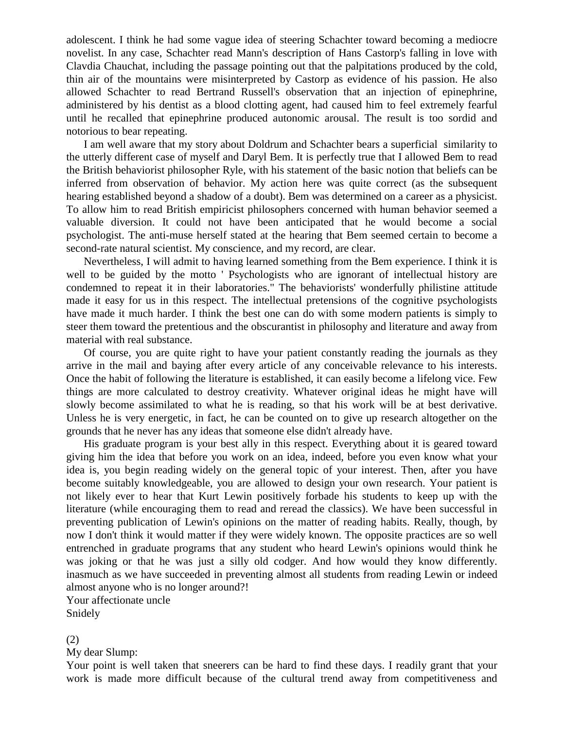adolescent. I think he had some vague idea of steering Schachter toward becoming a mediocre novelist. In any case, Schachter read Mann's description of Hans Castorp's falling in love with Clavdia Chauchat, including the passage pointing out that the palpitations produced by the cold, thin air of the mountains were misinterpreted by Castorp as evidence of his passion. He also allowed Schachter to read Bertrand Russell's observation that an injection of epinephrine, administered by his dentist as a blood clotting agent, had caused him to feel extremely fearful until he recalled that epinephrine produced autonomic arousal. The result is too sordid and notorious to bear repeating.

I am well aware that my story about Doldrum and Schachter bears a superficial similarity to the utterly different case of myself and Daryl Bem. It is perfectly true that I allowed Bem to read the British behaviorist philosopher Ryle, with his statement of the basic notion that beliefs can be inferred from observation of behavior. My action here was quite correct (as the subsequent hearing established beyond a shadow of a doubt). Bem was determined on a career as a physicist. To allow him to read British empiricist philosophers concerned with human behavior seemed a valuable diversion. It could not have been anticipated that he would become a social psychologist. The anti-muse herself stated at the hearing that Bem seemed certain to become a second-rate natural scientist. My conscience, and my record, are clear.

Nevertheless, I will admit to having learned something from the Bem experience. I think it is well to be guided by the motto ' Psychologists who are ignorant of intellectual history are condemned to repeat it in their laboratories." The behaviorists' wonderfully philistine attitude made it easy for us in this respect. The intellectual pretensions of the cognitive psychologists have made it much harder. I think the best one can do with some modern patients is simply to steer them toward the pretentious and the obscurantist in philosophy and literature and away from material with real substance.

Of course, you are quite right to have your patient constantly reading the journals as they arrive in the mail and baying after every article of any conceivable relevance to his interests. Once the habit of following the literature is established, it can easily become a lifelong vice. Few things are more calculated to destroy creativity. Whatever original ideas he might have will slowly become assimilated to what he is reading, so that his work will be at best derivative. Unless he is very energetic, in fact, he can be counted on to give up research altogether on the grounds that he never has any ideas that someone else didn't already have.

His graduate program is your best ally in this respect. Everything about it is geared toward giving him the idea that before you work on an idea, indeed, before you even know what your idea is, you begin reading widely on the general topic of your interest. Then, after you have become suitably knowledgeable, you are allowed to design your own research. Your patient is not likely ever to hear that Kurt Lewin positively forbade his students to keep up with the literature (while encouraging them to read and reread the classics). We have been successful in preventing publication of Lewin's opinions on the matter of reading habits. Really, though, by now I don't think it would matter if they were widely known. The opposite practices are so well entrenched in graduate programs that any student who heard Lewin's opinions would think he was joking or that he was just a silly old codger. And how would they know differently. inasmuch as we have succeeded in preventing almost all students from reading Lewin or indeed almost anyone who is no longer around?!

Your affectionate uncle
Snidely

(2)

My dear Slump:

Your point is well taken that sneerers can be hard to find these days. I readily grant that your work is made more difficult because of the cultural trend away from competitiveness and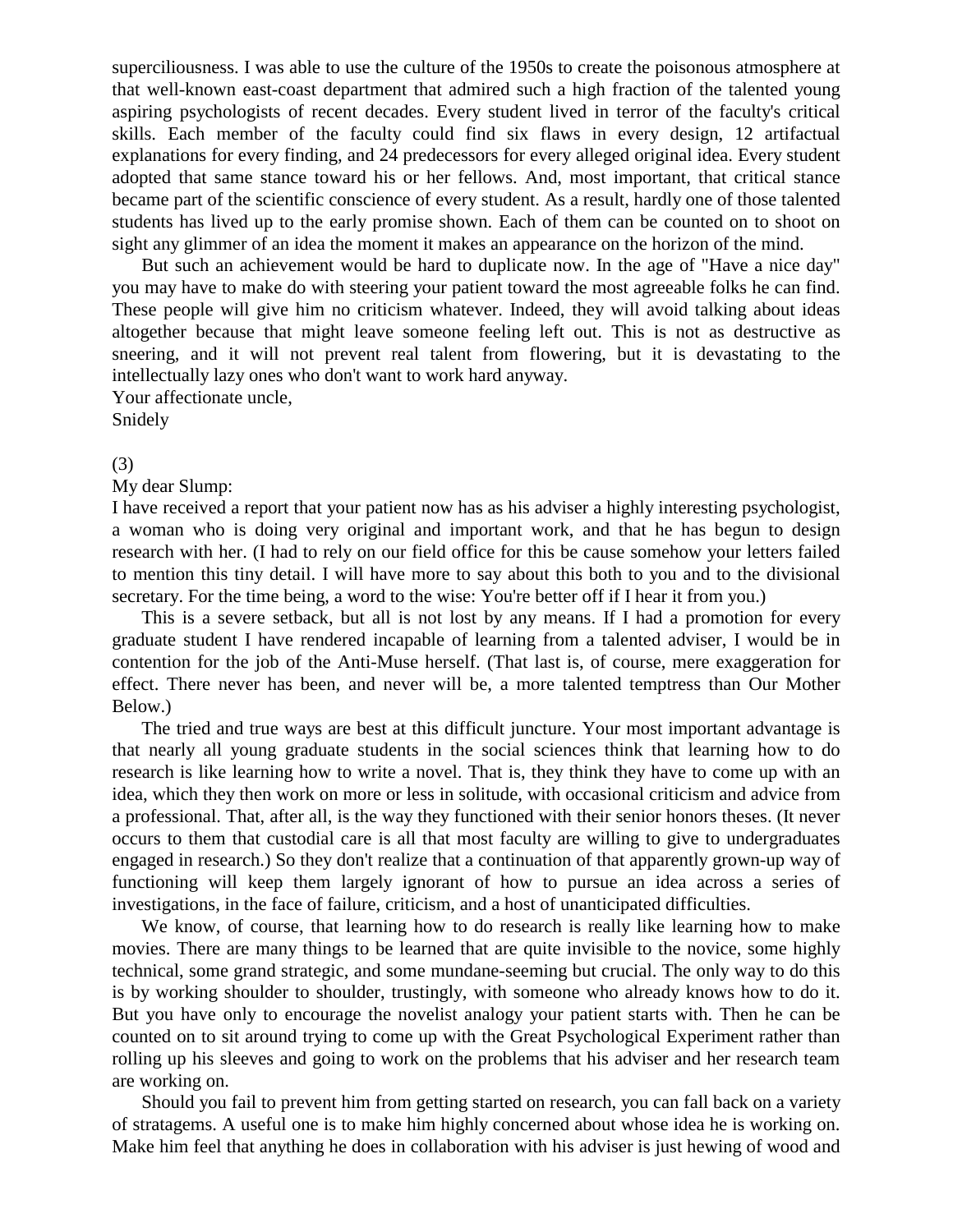superciliousness. I was able to use the culture of the 1950s to create the poisonous atmosphere at that well-known east-coast department that admired such a high fraction of the talented young aspiring psychologists of recent decades. Every student lived in terror of the faculty's critical skills. Each member of the faculty could find six flaws in every design, 12 artifactual explanations for every finding, and 24 predecessors for every alleged original idea. Every student adopted that same stance toward his or her fellows. And, most important, that critical stance became part of the scientific conscience of every student. As a result, hardly one of those talented students has lived up to the early promise shown. Each of them can be counted on to shoot on sight any glimmer of an idea the moment it makes an appearance on the horizon of the mind.

But such an achievement would be hard to duplicate now. In the age of "Have a nice day" you may have to make do with steering your patient toward the most agreeable folks he can find. These people will give him no criticism whatever. Indeed, they will avoid talking about ideas altogether because that might leave someone feeling left out. This is not as destructive as sneering, and it will not prevent real talent from flowering, but it is devastating to the intellectually lazy ones who don't want to work hard anyway.

Your affectionate uncle,
Snidely

(3)

My dear Slump:

I have received a report that your patient now has as his adviser a highly interesting psychologist, a woman who is doing very original and important work, and that he has begun to design research with her. (I had to rely on our field office for this be cause somehow your letters failed to mention this tiny detail. I will have more to say about this both to you and to the divisional secretary. For the time being, a word to the wise: You're better off if I hear it from you.)

This is a severe setback, but all is not lost by any means. If I had a promotion for every graduate student I have rendered incapable of learning from a talented adviser, I would be in contention for the job of the Anti-Muse herself. (That last is, of course, mere exaggeration for effect. There never has been, and never will be, a more talented temptress than Our Mother Below.)

The tried and true ways are best at this difficult juncture. Your most important advantage is that nearly all young graduate students in the social sciences think that learning how to do research is like learning how to write a novel. That is, they think they have to come up with an idea, which they then work on more or less in solitude, with occasional criticism and advice from a professional. That, after all, is the way they functioned with their senior honors theses. (It never occurs to them that custodial care is all that most faculty are willing to give to undergraduates engaged in research.) So they don't realize that a continuation of that apparently grown-up way of functioning will keep them largely ignorant of how to pursue an idea across a series of investigations, in the face of failure, criticism, and a host of unanticipated difficulties.

We know, of course, that learning how to do research is really like learning how to make movies. There are many things to be learned that are quite invisible to the novice, some highly technical, some grand strategic, and some mundane-seeming but crucial. The only way to do this is by working shoulder to shoulder, trustingly, with someone who already knows how to do it. But you have only to encourage the novelist analogy your patient starts with. Then he can be counted on to sit around trying to come up with the Great Psychological Experiment rather than rolling up his sleeves and going to work on the problems that his adviser and her research team are working on.

Should you fail to prevent him from getting started on research, you can fall back on a variety of stratagems. A useful one is to make him highly concerned about whose idea he is working on. Make him feel that anything he does in collaboration with his adviser is just hewing of wood and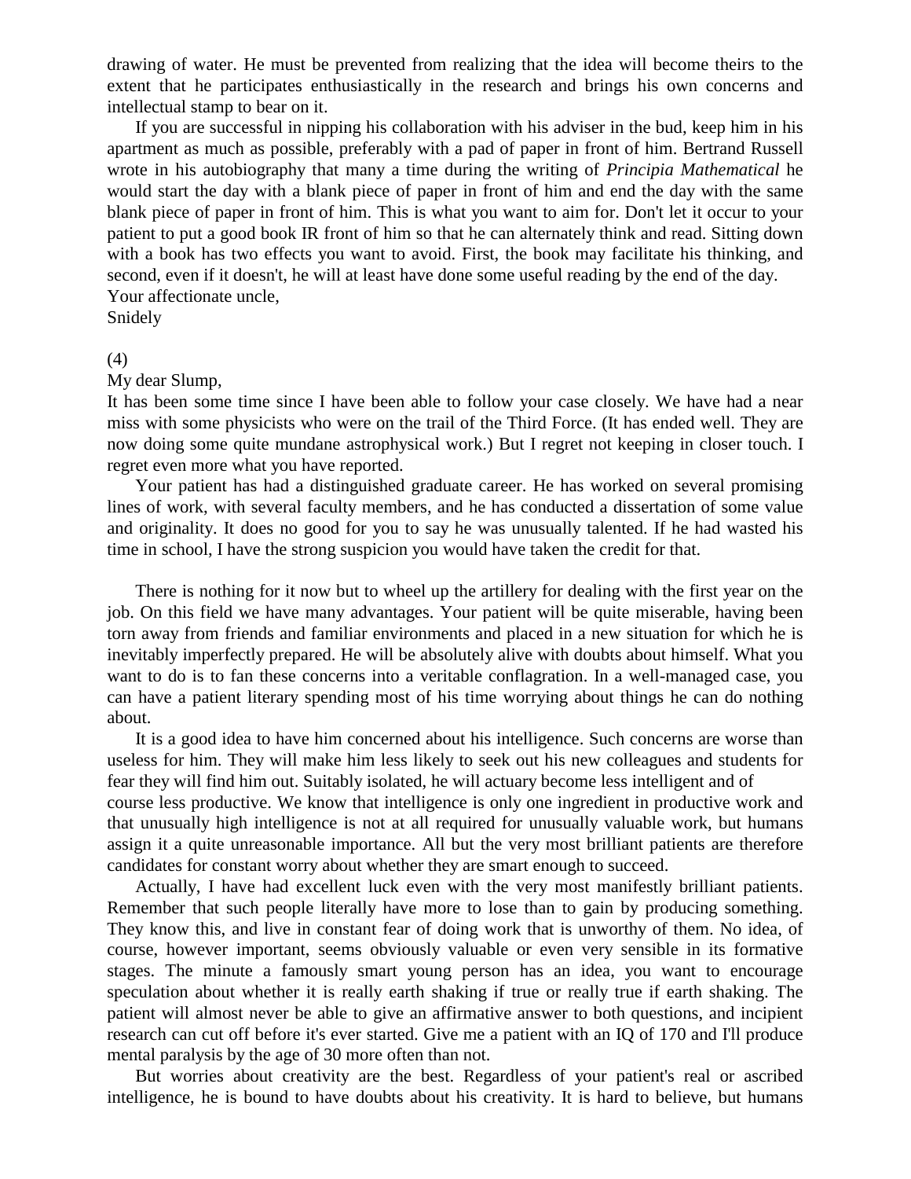drawing of water. He must be prevented from realizing that the idea will become theirs to the extent that he participates enthusiastically in the research and brings his own concerns and intellectual stamp to bear on it.

If you are successful in nipping his collaboration with his adviser in the bud, keep him in his apartment as much as possible, preferably with a pad of paper in front of him. Bertrand Russell wrote in his autobiography that many a time during the writing of *Principia Mathematical* he would start the day with a blank piece of paper in front of him and end the day with the same blank piece of paper in front of him. This is what you want to aim for. Don't let it occur to your patient to put a good book IR front of him so that he can alternately think and read. Sitting down with a book has two effects you want to avoid. First, the book may facilitate his thinking, and second, even if it doesn't, he will at least have done some useful reading by the end of the day.

Your affectionate uncle,
Snidely

(4)

My dear Slump,

It has been some time since I have been able to follow your case closely. We have had a near miss with some physicists who were on the trail of the Third Force. (It has ended well. They are now doing some quite mundane astrophysical work.) But I regret not keeping in closer touch. I regret even more what you have reported.

Your patient has had a distinguished graduate career. He has worked on several promising lines of work, with several faculty members, and he has conducted a dissertation of some value and originality. It does no good for you to say he was unusually talented. If he had wasted his time in school, I have the strong suspicion you would have taken the credit for that.

There is nothing for it now but to wheel up the artillery for dealing with the first year on the job. On this field we have many advantages. Your patient will be quite miserable, having been torn away from friends and familiar environments and placed in a new situation for which he is inevitably imperfectly prepared. He will be absolutely alive with doubts about himself. What you want to do is to fan these concerns into a veritable conflagration. In a well-managed case, you can have a patient literary spending most of his time worrying about things he can do nothing about.

It is a good idea to have him concerned about his intelligence. Such concerns are worse than useless for him. They will make him less likely to seek out his new colleagues and students for fear they will find him out. Suitably isolated, he will actuary become less intelligent and of course less productive. We know that intelligence is only one ingredient in productive work and that unusually high intelligence is not at all required for unusually valuable work, but humans assign it a quite unreasonable importance. All but the very most brilliant patients are therefore candidates for constant worry about whether they are smart enough to succeed.

Actually, I have had excellent luck even with the very most manifestly brilliant patients. Remember that such people literally have more to lose than to gain by producing something. They know this, and live in constant fear of doing work that is unworthy of them. No idea, of course, however important, seems obviously valuable or even very sensible in its formative stages. The minute a famously smart young person has an idea, you want to encourage speculation about whether it is really earth shaking if true or really true if earth shaking. The patient will almost never be able to give an affirmative answer to both questions, and incipient research can cut off before it's ever started. Give me a patient with an IQ of 170 and I'll produce mental paralysis by the age of 30 more often than not.

But worries about creativity are the best. Regardless of your patient's real or ascribed intelligence, he is bound to have doubts about his creativity. It is hard to believe, but humans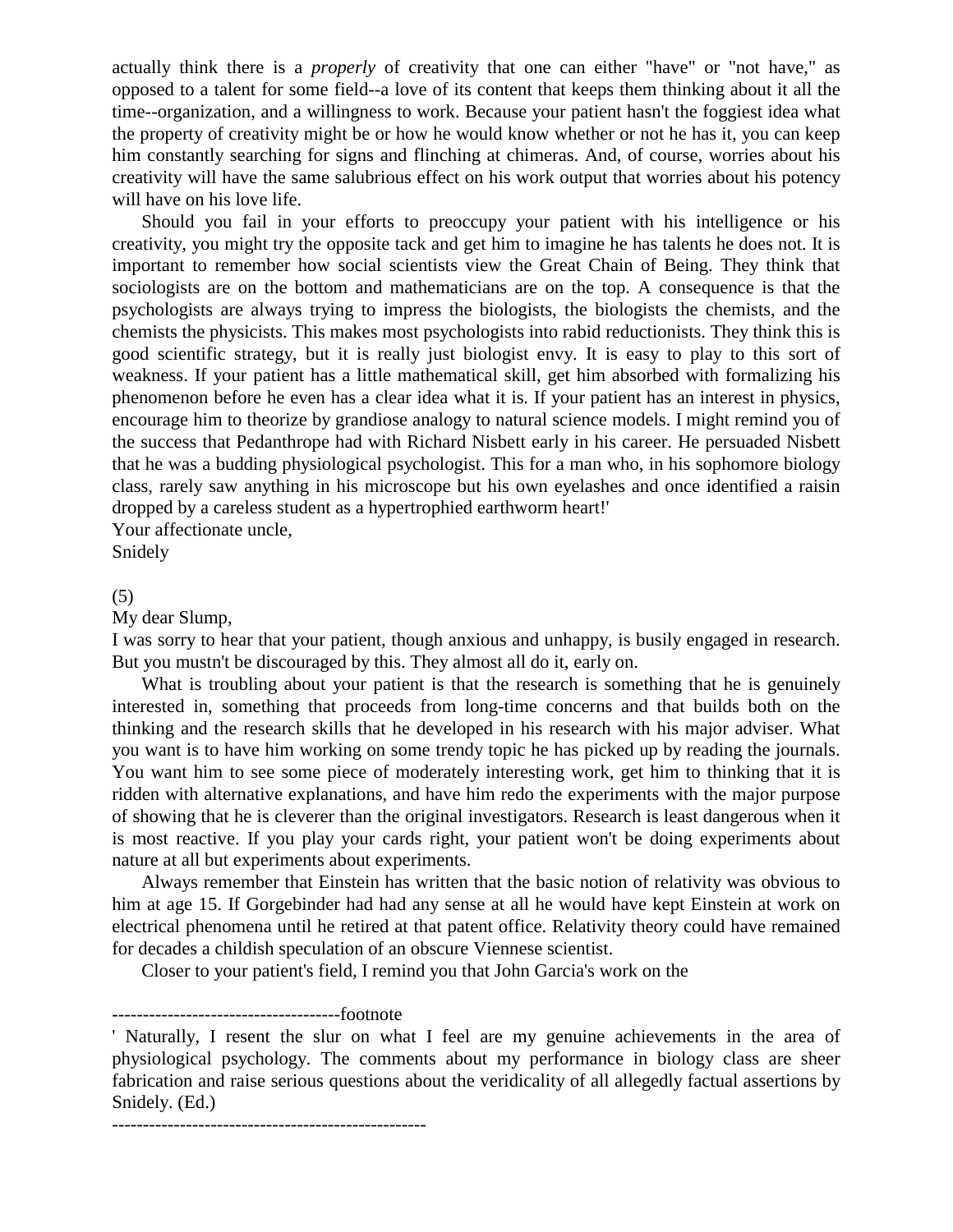actually think there is a *properly* of creativity that one can either "have" or "not have," as opposed to a talent for some field--a love of its content that keeps them thinking about it all the time--organization, and a willingness to work. Because your patient hasn't the foggiest idea what the property of creativity might be or how he would know whether or not he has it, you can keep him constantly searching for signs and flinching at chimeras. And, of course, worries about his creativity will have the same salubrious effect on his work output that worries about his potency will have on his love life.

Should you fail in your efforts to preoccupy your patient with his intelligence or his creativity, you might try the opposite tack and get him to imagine he has talents he does not. It is important to remember how social scientists view the Great Chain of Being. They think that sociologists are on the bottom and mathematicians are on the top. A consequence is that the psychologists are always trying to impress the biologists, the biologists the chemists, and the chemists the physicists. This makes most psychologists into rabid reductionists. They think this is good scientific strategy, but it is really just biologist envy. It is easy to play to this sort of weakness. If your patient has a little mathematical skill, get him absorbed with formalizing his phenomenon before he even has a clear idea what it is. If your patient has an interest in physics, encourage him to theorize by grandiose analogy to natural science models. I might remind you of the success that Pedanthrope had with Richard Nisbett early in his career. He persuaded Nisbett that he was a budding physiological psychologist. This for a man who, in his sophomore biology class, rarely saw anything in his microscope but his own eyelashes and once identified a raisin dropped by a careless student as a hypertrophied earthworm heart!'

Your affectionate uncle,
Snidely

(5)

My dear Slump,

I was sorry to hear that your patient, though anxious and unhappy, is busily engaged in research. But you mustn't be discouraged by this. They almost all do it, early on.

What is troubling about your patient is that the research is something that he is genuinely interested in, something that proceeds from long-time concerns and that builds both on the thinking and the research skills that he developed in his research with his major adviser. What you want is to have him working on some trendy topic he has picked up by reading the journals. You want him to see some piece of moderately interesting work, get him to thinking that it is ridden with alternative explanations, and have him redo the experiments with the major purpose of showing that he is cleverer than the original investigators. Research is least dangerous when it is most reactive. If you play your cards right, your patient won't be doing experiments about nature at all but experiments about experiments.

Always remember that Einstein has written that the basic notion of relativity was obvious to him at age 15. If Gorgebinder had had any sense at all he would have kept Einstein at work on electrical phenomena until he retired at that patent office. Relativity theory could have remained for decades a childish speculation of an obscure Viennese scientist.

Closer to your patient's field, I remind you that John Garcia's work on the

-------------------------------------footnote

' Naturally, I resent the slur on what I feel are my genuine achievements in the area of physiological psychology. The comments about my performance in biology class are sheer fabrication and raise serious questions about the veridicality of all allegedly factual assertions by Snidely. (Ed.)

---------------------------------------------------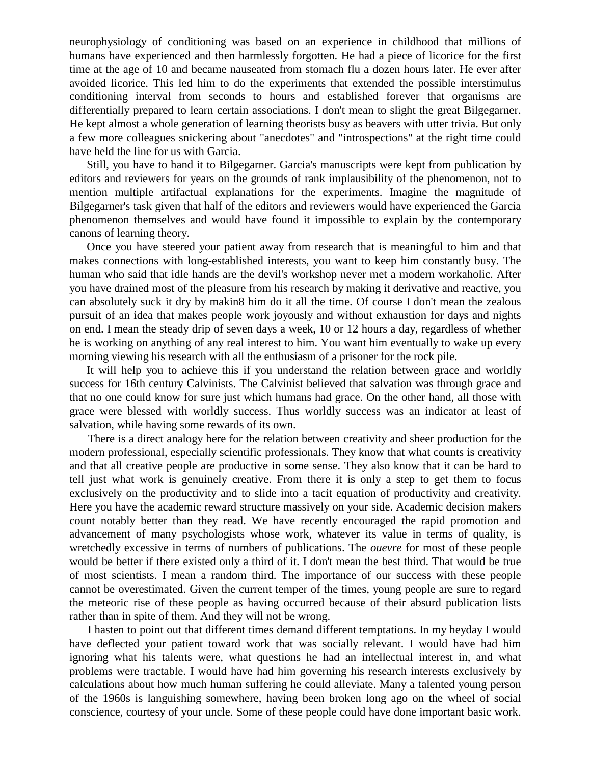neurophysiology of conditioning was based on an experience in childhood that millions of humans have experienced and then harmlessly forgotten. He had a piece of licorice for the first time at the age of 10 and became nauseated from stomach flu a dozen hours later. He ever after avoided licorice. This led him to do the experiments that extended the possible interstimulus conditioning interval from seconds to hours and established forever that organisms are differentially prepared to learn certain associations. I don't mean to slight the great Bilgegarner. He kept almost a whole generation of learning theorists busy as beavers with utter trivia. But only a few more colleagues snickering about "anecdotes" and "introspections" at the right time could have held the line for us with Garcia.

Still, you have to hand it to Bilgegarner. Garcia's manuscripts were kept from publication by editors and reviewers for years on the grounds of rank implausibility of the phenomenon, not to mention multiple artifactual explanations for the experiments. Imagine the magnitude of Bilgegarner's task given that half of the editors and reviewers would have experienced the Garcia phenomenon themselves and would have found it impossible to explain by the contemporary canons of learning theory.

Once you have steered your patient away from research that is meaningful to him and that makes connections with long-established interests, you want to keep him constantly busy. The human who said that idle hands are the devil's workshop never met a modern workaholic. After you have drained most of the pleasure from his research by making it derivative and reactive, you can absolutely suck it dry by makin8 him do it all the time. Of course I don't mean the zealous pursuit of an idea that makes people work joyously and without exhaustion for days and nights on end. I mean the steady drip of seven days a week, 10 or 12 hours a day, regardless of whether he is working on anything of any real interest to him. You want him eventually to wake up every morning viewing his research with all the enthusiasm of a prisoner for the rock pile.

It will help you to achieve this if you understand the relation between grace and worldly success for 16th century Calvinists. The Calvinist believed that salvation was through grace and that no one could know for sure just which humans had grace. On the other hand, all those with grace were blessed with worldly success. Thus worldly success was an indicator at least of salvation, while having some rewards of its own.

There is a direct analogy here for the relation between creativity and sheer production for the modern professional, especially scientific professionals. They know that what counts is creativity and that all creative people are productive in some sense. They also know that it can be hard to tell just what work is genuinely creative. From there it is only a step to get them to focus exclusively on the productivity and to slide into a tacit equation of productivity and creativity. Here you have the academic reward structure massively on your side. Academic decision makers count notably better than they read. We have recently encouraged the rapid promotion and advancement of many psychologists whose work, whatever its value in terms of quality, is wretchedly excessive in terms of numbers of publications. The *ouevre* for most of these people would be better if there existed only a third of it. I don't mean the best third. That would be true of most scientists. I mean a random third. The importance of our success with these people cannot be overestimated. Given the current temper of the times, young people are sure to regard the meteoric rise of these people as having occurred because of their absurd publication lists rather than in spite of them. And they will not be wrong.

I hasten to point out that different times demand different temptations. In my heyday I would have deflected your patient toward work that was socially relevant. I would have had him ignoring what his talents were, what questions he had an intellectual interest in, and what problems were tractable. I would have had him governing his research interests exclusively by calculations about how much human suffering he could alleviate. Many a talented young person of the 1960s is languishing somewhere, having been broken long ago on the wheel of social conscience, courtesy of your uncle. Some of these people could have done important basic work.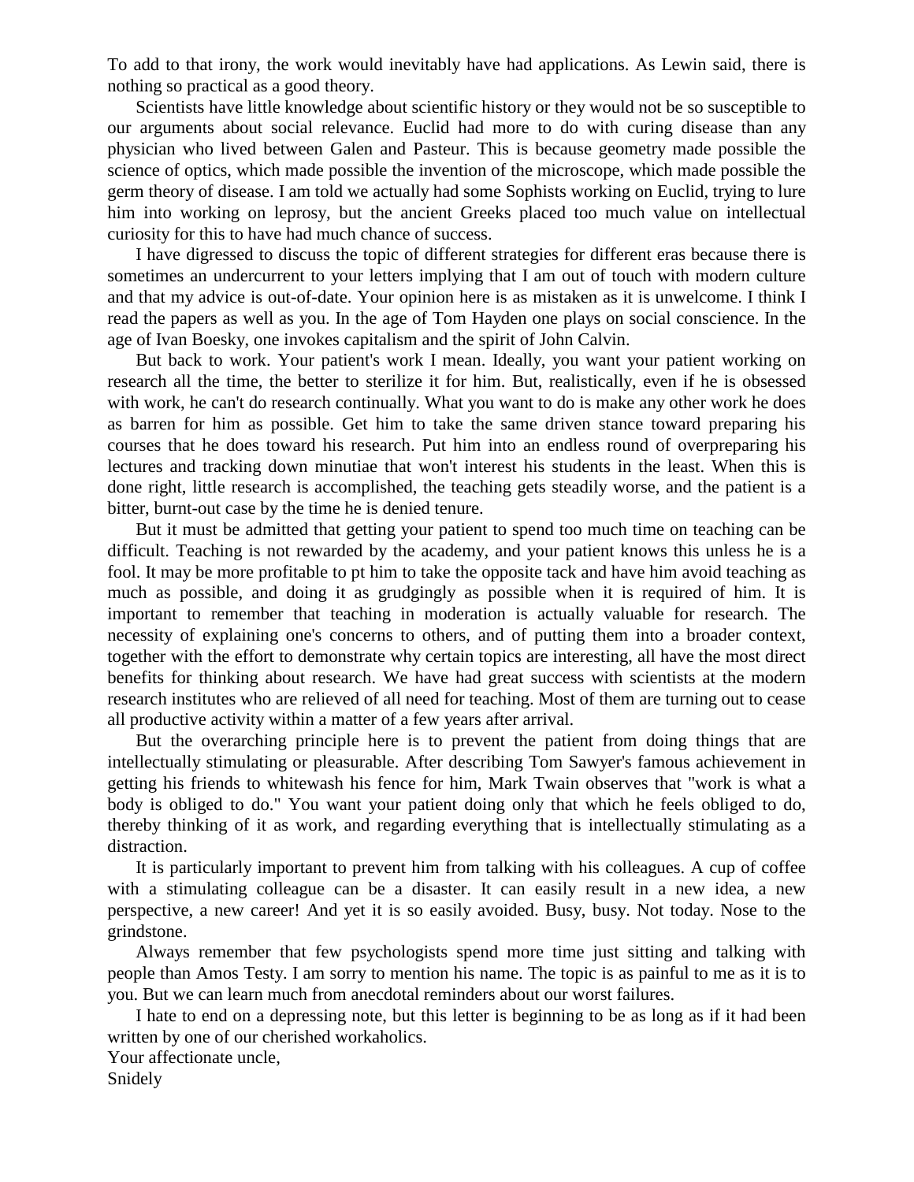To add to that irony, the work would inevitably have had applications. As Lewin said, there is nothing so practical as a good theory.

Scientists have little knowledge about scientific history or they would not be so susceptible to our arguments about social relevance. Euclid had more to do with curing disease than any physician who lived between Galen and Pasteur. This is because geometry made possible the science of optics, which made possible the invention of the microscope, which made possible the germ theory of disease. I am told we actually had some Sophists working on Euclid, trying to lure him into working on leprosy, but the ancient Greeks placed too much value on intellectual curiosity for this to have had much chance of success.

I have digressed to discuss the topic of different strategies for different eras because there is sometimes an undercurrent to your letters implying that I am out of touch with modern culture and that my advice is out-of-date. Your opinion here is as mistaken as it is unwelcome. I think I read the papers as well as you. In the age of Tom Hayden one plays on social conscience. In the age of Ivan Boesky, one invokes capitalism and the spirit of John Calvin.

But back to work. Your patient's work I mean. Ideally, you want your patient working on research all the time, the better to sterilize it for him. But, realistically, even if he is obsessed with work, he can't do research continually. What you want to do is make any other work he does as barren for him as possible. Get him to take the same driven stance toward preparing his courses that he does toward his research. Put him into an endless round of overpreparing his lectures and tracking down minutiae that won't interest his students in the least. When this is done right, little research is accomplished, the teaching gets steadily worse, and the patient is a bitter, burnt-out case by the time he is denied tenure.

But it must be admitted that getting your patient to spend too much time on teaching can be difficult. Teaching is not rewarded by the academy, and your patient knows this unless he is a fool. It may be more profitable to pt him to take the opposite tack and have him avoid teaching as much as possible, and doing it as grudgingly as possible when it is required of him. It is important to remember that teaching in moderation is actually valuable for research. The necessity of explaining one's concerns to others, and of putting them into a broader context, together with the effort to demonstrate why certain topics are interesting, all have the most direct benefits for thinking about research. We have had great success with scientists at the modern research institutes who are relieved of all need for teaching. Most of them are turning out to cease all productive activity within a matter of a few years after arrival.

But the overarching principle here is to prevent the patient from doing things that are intellectually stimulating or pleasurable. After describing Tom Sawyer's famous achievement in getting his friends to whitewash his fence for him, Mark Twain observes that "work is what a body is obliged to do." You want your patient doing only that which he feels obliged to do, thereby thinking of it as work, and regarding everything that is intellectually stimulating as a distraction.

It is particularly important to prevent him from talking with his colleagues. A cup of coffee with a stimulating colleague can be a disaster. It can easily result in a new idea, a new perspective, a new career! And yet it is so easily avoided. Busy, busy. Not today. Nose to the grindstone.

Always remember that few psychologists spend more time just sitting and talking with people than Amos Testy. I am sorry to mention his name. The topic is as painful to me as it is to you. But we can learn much from anecdotal reminders about our worst failures.

I hate to end on a depressing note, but this letter is beginning to be as long as if it had been written by one of our cherished workaholics.

Your affectionate uncle,
Snidely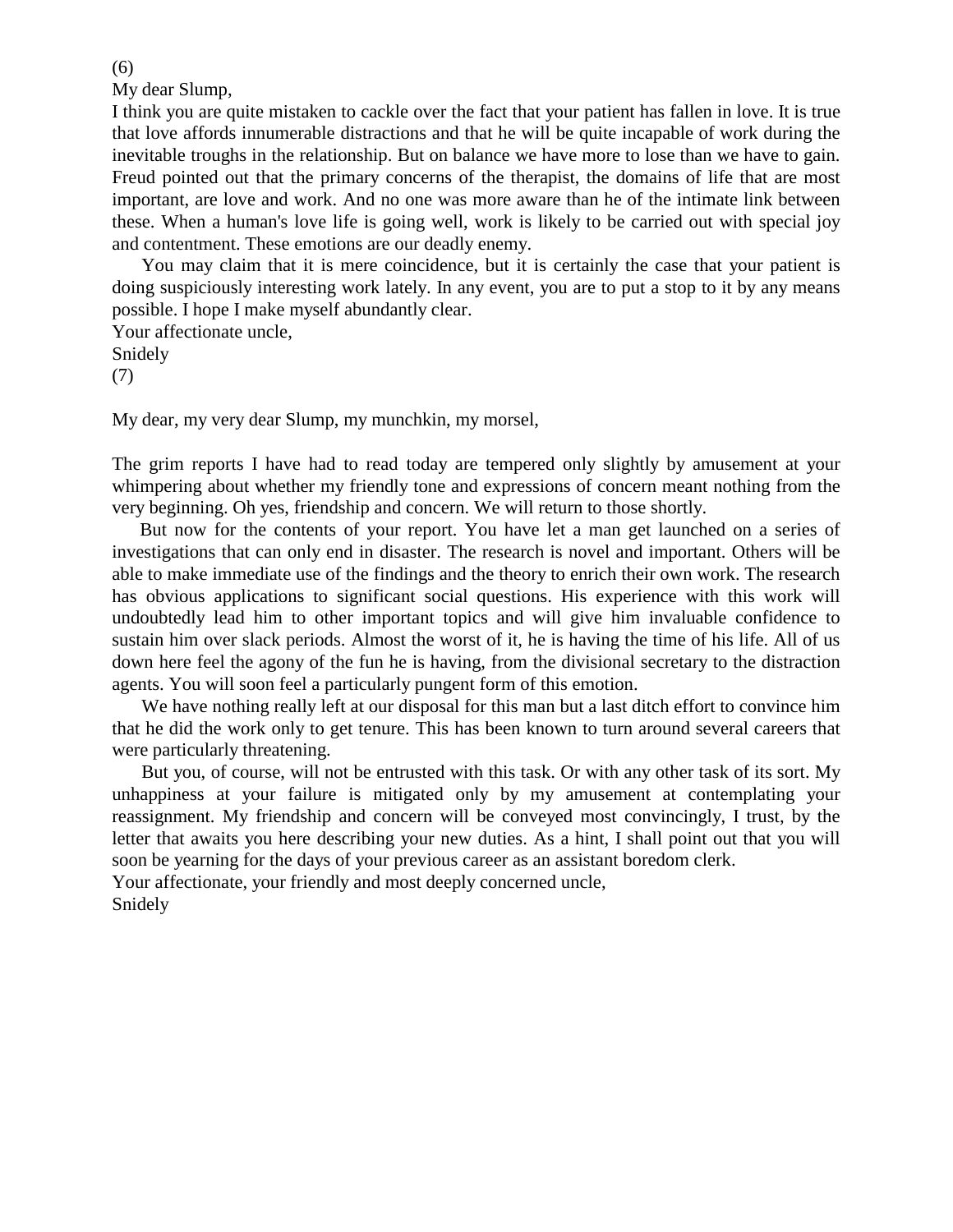(6)

My dear Slump,

I think you are quite mistaken to cackle over the fact that your patient has fallen in love. It is true that love affords innumerable distractions and that he will be quite incapable of work during the inevitable troughs in the relationship. But on balance we have more to lose than we have to gain. Freud pointed out that the primary concerns of the therapist, the domains of life that are most important, are love and work. And no one was more aware than he of the intimate link between these. When a human's love life is going well, work is likely to be carried out with special joy and contentment. These emotions are our deadly enemy.

You may claim that it is mere coincidence, but it is certainly the case that your patient is doing suspiciously interesting work lately. In any event, you are to put a stop to it by any means possible. I hope I make myself abundantly clear.

Your affectionate uncle,  
Snidely

(7)

My dear, my very dear Slump, my munchkin, my morsel,

The grim reports I have had to read today are tempered only slightly by amusement at your whimpering about whether my friendly tone and expressions of concern meant nothing from the very beginning. Oh yes, friendship and concern. We will return to those shortly.

But now for the contents of your report. You have let a man get launched on a series of investigations that can only end in disaster. The research is novel and important. Others will be able to make immediate use of the findings and the theory to enrich their own work. The research has obvious applications to significant social questions. His experience with this work will undoubtedly lead him to other important topics and will give him invaluable confidence to sustain him over slack periods. Almost the worst of it, he is having the time of his life. All of us down here feel the agony of the fun he is having, from the divisional secretary to the distraction agents. You will soon feel a particularly pungent form of this emotion.

We have nothing really left at our disposal for this man but a last ditch effort to convince him that he did the work only to get tenure. This has been known to turn around several careers that were particularly threatening.

But you, of course, will not be entrusted with this task. Or with any other task of its sort. My unhappiness at your failure is mitigated only by my amusement at contemplating your reassignment. My friendship and concern will be conveyed most convincingly, I trust, by the letter that awaits you here describing your new duties. As a hint, I shall point out that you will soon be yearning for the days of your previous career as an assistant boredom clerk.

Your affectionate, your friendly and most deeply concerned uncle,  
Snidely